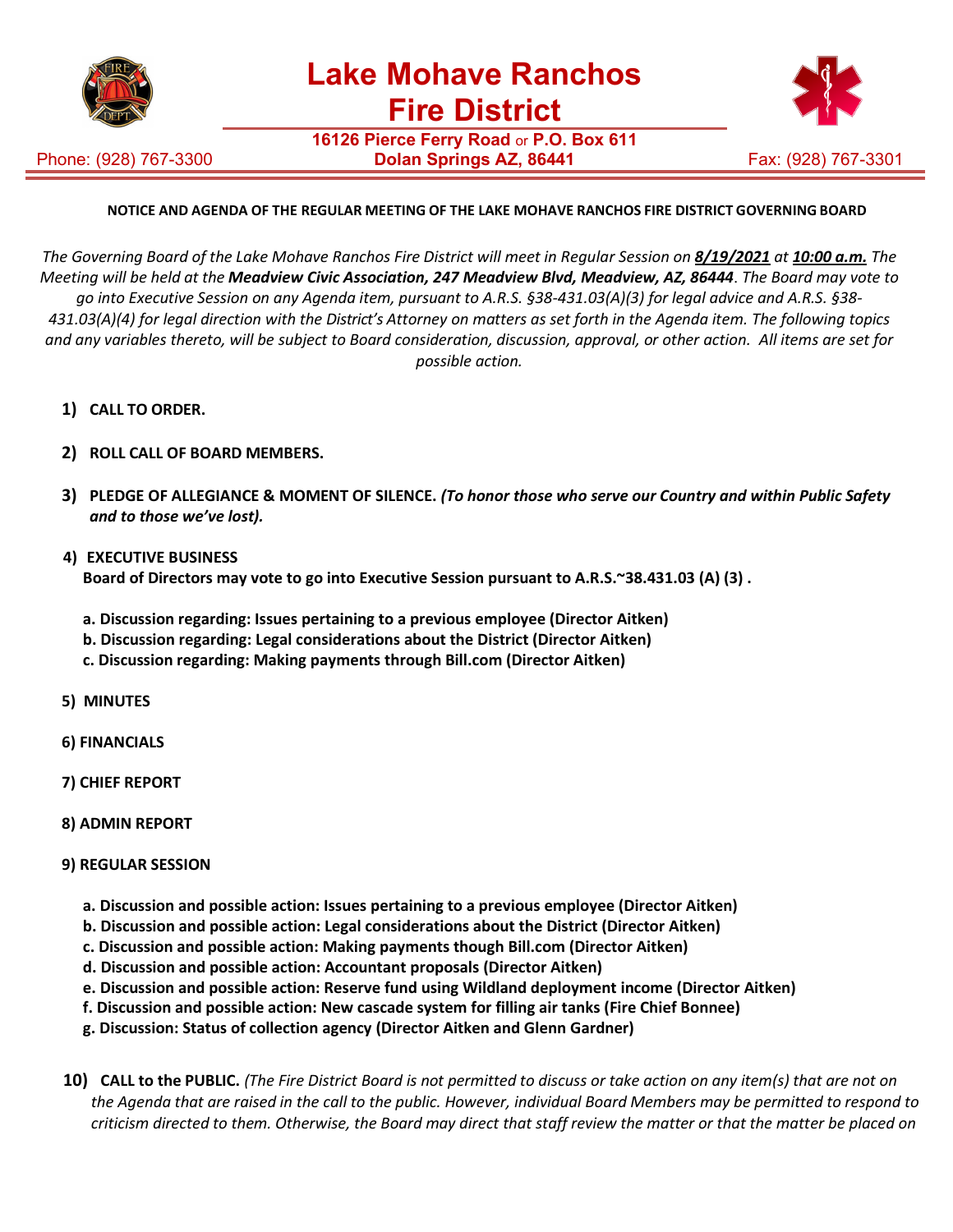# Lake Mohave Ranchos Fire District

16126 Pierce Ferry Road or P.O. Box 611
Dolan Springs AZ, 86441

Phone: (928) 767-3300 | Fax: (928) 767-3301

**NOTICE AND AGENDA OF THE REGULAR MEETING OF THE LAKE MOHAVE RANCHOS FIRE DISTRICT GOVERNING BOARD**

*The Governing Board of the Lake Mohave Ranchos Fire District will meet in Regular Session on* ***8/19/2021*** *at* ***10:00 a.m.*** *The Meeting will be held at the* ***Meadview Civic Association, 247 Meadview Blvd, Meadview, AZ, 86444****. The Board may vote to go into Executive Session on any Agenda item, pursuant to A.R.S. §38-431.03(A)(3) for legal advice and A.R.S. §38-431.03(A)(4) for legal direction with the District's Attorney on matters as set forth in the Agenda item. The following topics and any variables thereto, will be subject to Board consideration, discussion, approval, or other action. All items are set for possible action.*

1) **CALL TO ORDER.**

2) **ROLL CALL OF BOARD MEMBERS.**

3) **PLEDGE OF ALLEGIANCE & MOMENT OF SILENCE.** ***(To honor those who serve our Country and within Public Safety and to those we've lost).***

4) **EXECUTIVE BUSINESS**
   **Board of Directors may vote to go into Executive Session pursuant to A.R.S.~38.431.03 (A) (3) .**

   **a. Discussion regarding: Issues pertaining to a previous employee (Director Aitken)**
   **b. Discussion regarding: Legal considerations about the District (Director Aitken)**
   **c. Discussion regarding: Making payments through Bill.com (Director Aitken)**

5) **MINUTES**

6) **FINANCIALS**

7) **CHIEF REPORT**

8) **ADMIN REPORT**

9) **REGULAR SESSION**

   **a. Discussion and possible action: Issues pertaining to a previous employee (Director Aitken)**
   **b. Discussion and possible action: Legal considerations about the District (Director Aitken)**
   **c. Discussion and possible action: Making payments though Bill.com (Director Aitken)**
   **d. Discussion and possible action: Accountant proposals (Director Aitken)**
   **e. Discussion and possible action: Reserve fund using Wildland deployment income (Director Aitken)**
   **f. Discussion and possible action: New cascade system for filling air tanks (Fire Chief Bonnee)**
   **g. Discussion: Status of collection agency (Director Aitken and Glenn Gardner)**

10) **CALL to the PUBLIC.** *(The Fire District Board is not permitted to discuss or take action on any item(s) that are not on the Agenda that are raised in the call to the public. However, individual Board Members may be permitted to respond to criticism directed to them. Otherwise, the Board may direct that staff review the matter or that the matter be placed on*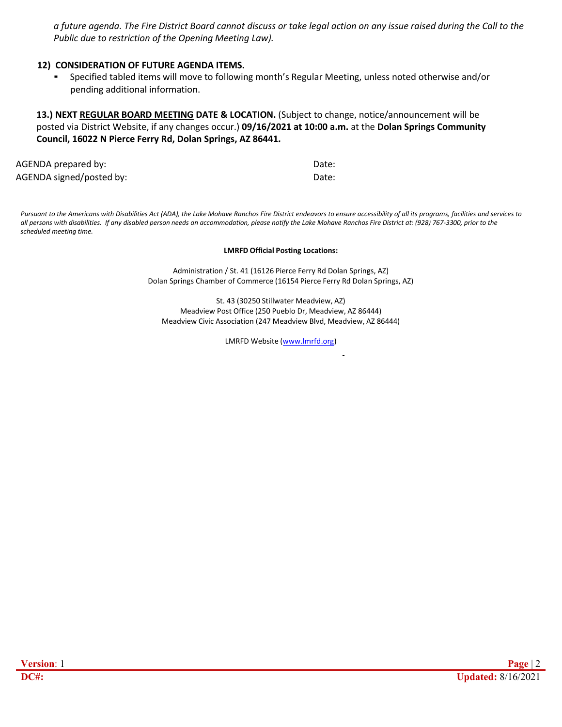*a future agenda. The Fire District Board cannot discuss or take legal action on any issue raised during the Call to the Public due to restriction of the Opening Meeting Law).*

**12) CONSIDERATION OF FUTURE AGENDA ITEMS.**

- Specified tabled items will move to following month's Regular Meeting, unless noted otherwise and/or pending additional information.

**13.) NEXT <u>REGULAR BOARD MEETING</u> DATE & LOCATION.** (Subject to change, notice/announcement will be posted via District Website, if any changes occur.) **09/16/2021 at 10:00 a.m.** at the **Dolan Springs Community Council, 16022 N Pierce Ferry Rd, Dolan Springs, AZ 86441.**

AGENDA prepared by: Date:

AGENDA signed/posted by: Date:

*Pursuant to the Americans with Disabilities Act (ADA), the Lake Mohave Ranchos Fire District endeavors to ensure accessibility of all its programs, facilities and services to all persons with disabilities. If any disabled person needs an accommodation, please notify the Lake Mohave Ranchos Fire District at: (928) 767-3300, prior to the scheduled meeting time.*

**LMRFD Official Posting Locations:**

Administration / St. 41 (16126 Pierce Ferry Rd Dolan Springs, AZ)
Dolan Springs Chamber of Commerce (16154 Pierce Ferry Rd Dolan Springs, AZ)

St. 43 (30250 Stillwater Meadview, AZ)
Meadview Post Office (250 Pueblo Dr, Meadview, AZ 86444)
Meadview Civic Association (247 Meadview Blvd, Meadview, AZ 86444)

LMRFD Website (www.lmrfd.org)

**Version**: 1

**DC#:** **Updated:** 8/16/2021